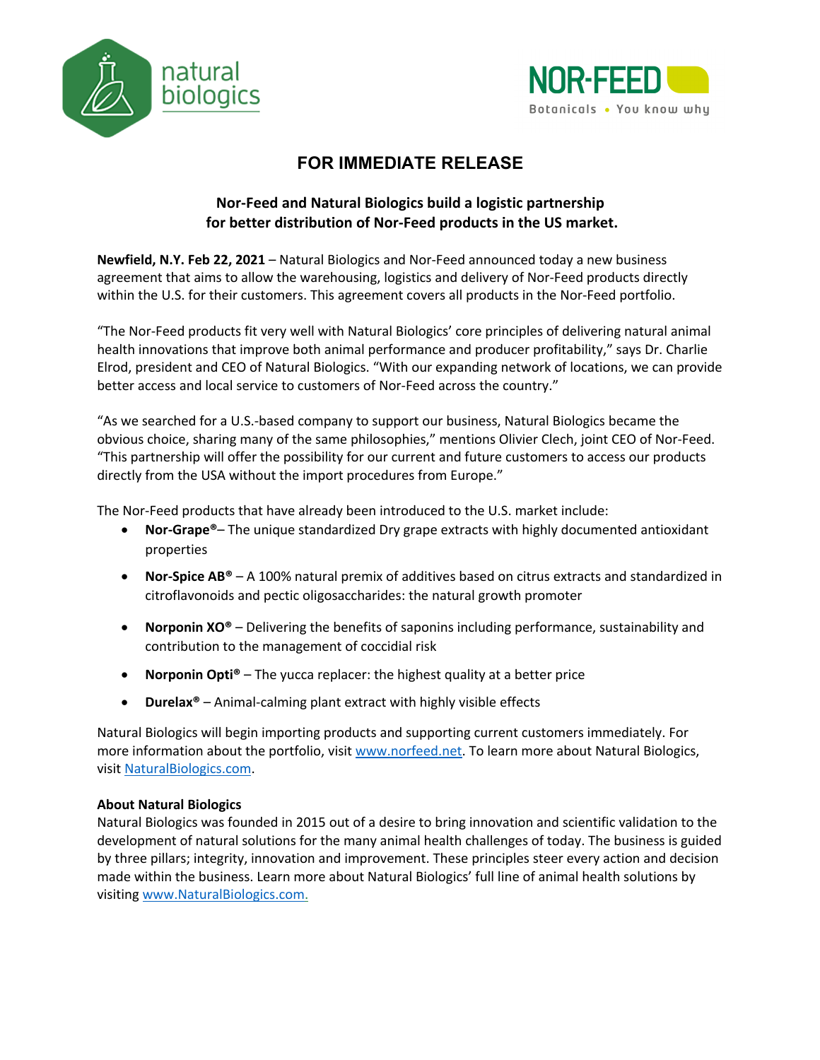natural biologics

NOR-FEED
Botanicals • You know why

# FOR IMMEDIATE RELEASE

## Nor-Feed and Natural Biologics build a logistic partnership for better distribution of Nor-Feed products in the US market.

**Newfield, N.Y. Feb 22, 2021** – Natural Biologics and Nor-Feed announced today a new business agreement that aims to allow the warehousing, logistics and delivery of Nor-Feed products directly within the U.S. for their customers. This agreement covers all products in the Nor-Feed portfolio.

"The Nor-Feed products fit very well with Natural Biologics' core principles of delivering natural animal health innovations that improve both animal performance and producer profitability," says Dr. Charlie Elrod, president and CEO of Natural Biologics. "With our expanding network of locations, we can provide better access and local service to customers of Nor-Feed across the country."

"As we searched for a U.S.-based company to support our business, Natural Biologics became the obvious choice, sharing many of the same philosophies," mentions Olivier Clech, joint CEO of Nor-Feed. "This partnership will offer the possibility for our current and future customers to access our products directly from the USA without the import procedures from Europe."

The Nor-Feed products that have already been introduced to the U.S. market include:

- **Nor-Grape®**– The unique standardized Dry grape extracts with highly documented antioxidant properties
- **Nor-Spice AB®** – A 100% natural premix of additives based on citrus extracts and standardized in citroflavonoids and pectic oligosaccharides: the natural growth promoter
- **Norponin XO®** – Delivering the benefits of saponins including performance, sustainability and contribution to the management of coccidial risk
- **Norponin Opti®** – The yucca replacer: the highest quality at a better price
- **Durelax®** – Animal-calming plant extract with highly visible effects

Natural Biologics will begin importing products and supporting current customers immediately. For more information about the portfolio, visit [www.norfeed.net](www.norfeed.net). To learn more about Natural Biologics, visit [NaturalBiologics.com](NaturalBiologics.com).

**About Natural Biologics**
Natural Biologics was founded in 2015 out of a desire to bring innovation and scientific validation to the development of natural solutions for the many animal health challenges of today. The business is guided by three pillars; integrity, innovation and improvement. These principles steer every action and decision made within the business. Learn more about Natural Biologics' full line of animal health solutions by visiting [www.NaturalBiologics.com.](www.NaturalBiologics.com)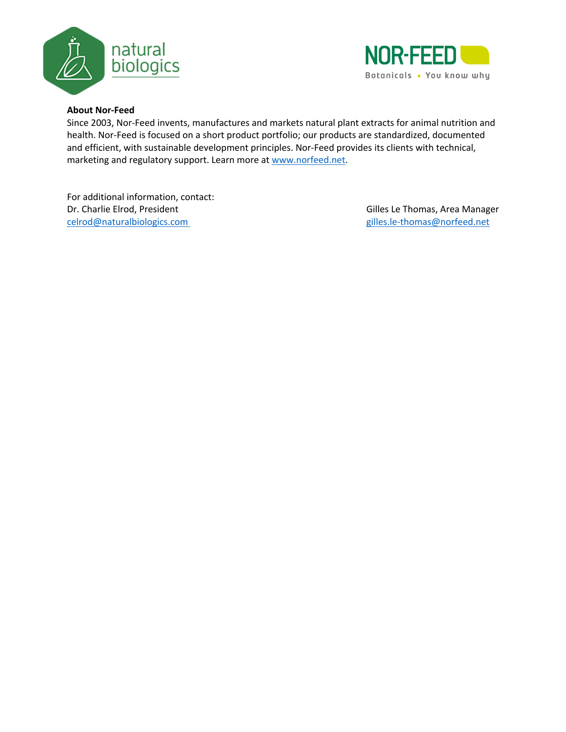**About Nor-Feed**

Since 2003, Nor-Feed invents, manufactures and markets natural plant extracts for animal nutrition and health. Nor-Feed is focused on a short product portfolio; our products are standardized, documented and efficient, with sustainable development principles. Nor-Feed provides its clients with technical, marketing and regulatory support. Learn more at [www.norfeed.net](http://www.norfeed.net).

For additional information, contact:

Dr. Charlie Elrod, President
celrod@naturalbiologics.com

Gilles Le Thomas, Area Manager
gilles.le-thomas@norfeed.net